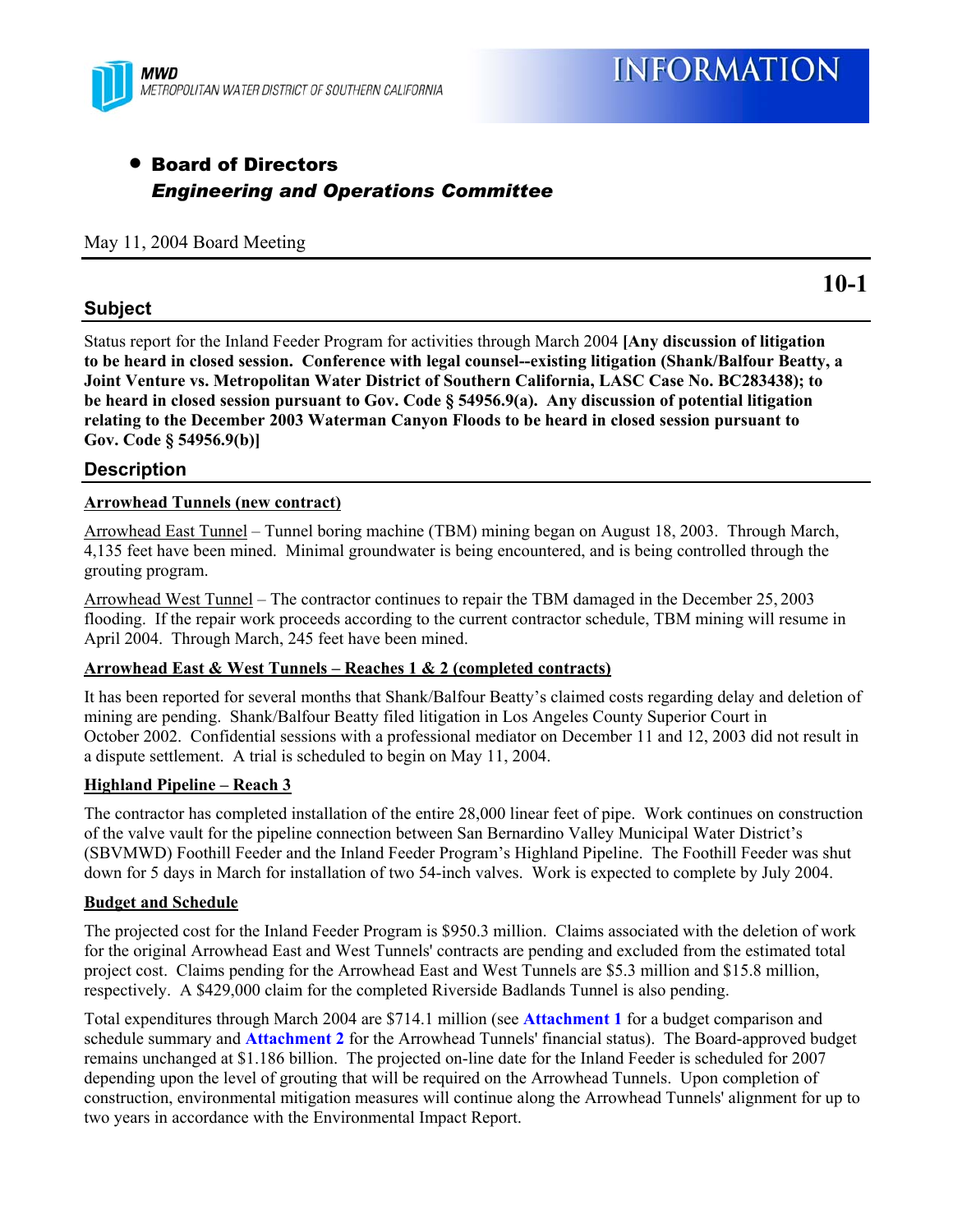MWD
METROPOLITAN WATER DISTRICT OF SOUTHERN CALIFORNIA

INFORMATION

- **Board of Directors**
  ***Engineering and Operations Committee***

May 11, 2004 Board Meeting

**10-1**

## Subject

Status report for the Inland Feeder Program for activities through March 2004 **[Any discussion of litigation to be heard in closed session. Conference with legal counsel--existing litigation (Shank/Balfour Beatty, a Joint Venture vs. Metropolitan Water District of Southern California, LASC Case No. BC283438); to be heard in closed session pursuant to Gov. Code § 54956.9(a). Any discussion of potential litigation relating to the December 2003 Waterman Canyon Floods to be heard in closed session pursuant to Gov. Code § 54956.9(b)]**

## Description

**Arrowhead Tunnels (new contract)**

Arrowhead East Tunnel – Tunnel boring machine (TBM) mining began on August 18, 2003. Through March, 4,135 feet have been mined. Minimal groundwater is being encountered, and is being controlled through the grouting program.

Arrowhead West Tunnel – The contractor continues to repair the TBM damaged in the December 25, 2003 flooding. If the repair work proceeds according to the current contractor schedule, TBM mining will resume in April 2004. Through March, 245 feet have been mined.

**Arrowhead East & West Tunnels – Reaches 1 & 2 (completed contracts)**

It has been reported for several months that Shank/Balfour Beatty's claimed costs regarding delay and deletion of mining are pending. Shank/Balfour Beatty filed litigation in Los Angeles County Superior Court in October 2002. Confidential sessions with a professional mediator on December 11 and 12, 2003 did not result in a dispute settlement. A trial is scheduled to begin on May 11, 2004.

**Highland Pipeline – Reach 3**

The contractor has completed installation of the entire 28,000 linear feet of pipe. Work continues on construction of the valve vault for the pipeline connection between San Bernardino Valley Municipal Water District's (SBVMWD) Foothill Feeder and the Inland Feeder Program's Highland Pipeline. The Foothill Feeder was shut down for 5 days in March for installation of two 54-inch valves. Work is expected to complete by July 2004.

**Budget and Schedule**

The projected cost for the Inland Feeder Program is $950.3 million. Claims associated with the deletion of work for the original Arrowhead East and West Tunnels' contracts are pending and excluded from the estimated total project cost. Claims pending for the Arrowhead East and West Tunnels are $5.3 million and $15.8 million, respectively. A $429,000 claim for the completed Riverside Badlands Tunnel is also pending.

Total expenditures through March 2004 are $714.1 million (see **Attachment 1** for a budget comparison and schedule summary and **Attachment 2** for the Arrowhead Tunnels' financial status). The Board-approved budget remains unchanged at $1.186 billion. The projected on-line date for the Inland Feeder is scheduled for 2007 depending upon the level of grouting that will be required on the Arrowhead Tunnels. Upon completion of construction, environmental mitigation measures will continue along the Arrowhead Tunnels' alignment for up to two years in accordance with the Environmental Impact Report.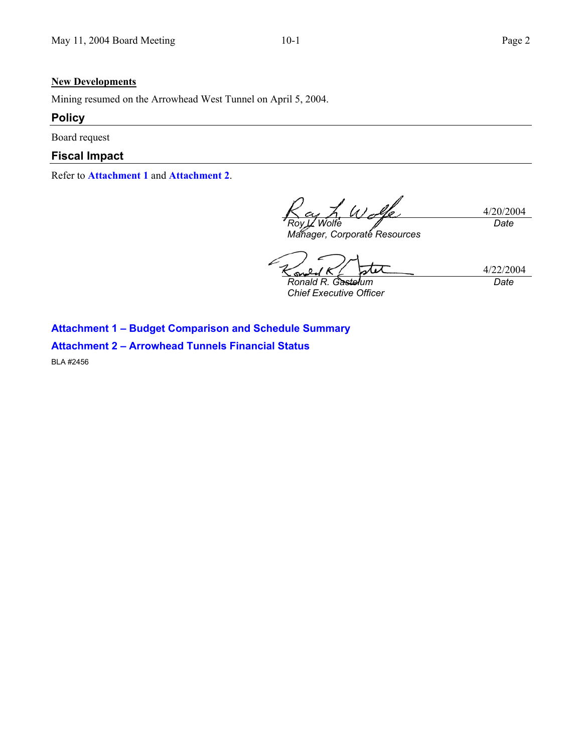**New Developments**

Mining resumed on the Arrowhead West Tunnel on April 5, 2004.

## Policy

Board request

## Fiscal Impact

Refer to **Attachment 1** and **Attachment 2**.

| | |
|---|---|
| *Roy L. Wolfe*<br>*Manager, Corporate Resources* | 4/20/2004<br>*Date* |
| *Ronald R. Gastelum*<br>*Chief Executive Officer* | 4/22/2004<br>*Date* |

**Attachment 1 – Budget Comparison and Schedule Summary**

**Attachment 2 – Arrowhead Tunnels Financial Status**

BLA #2456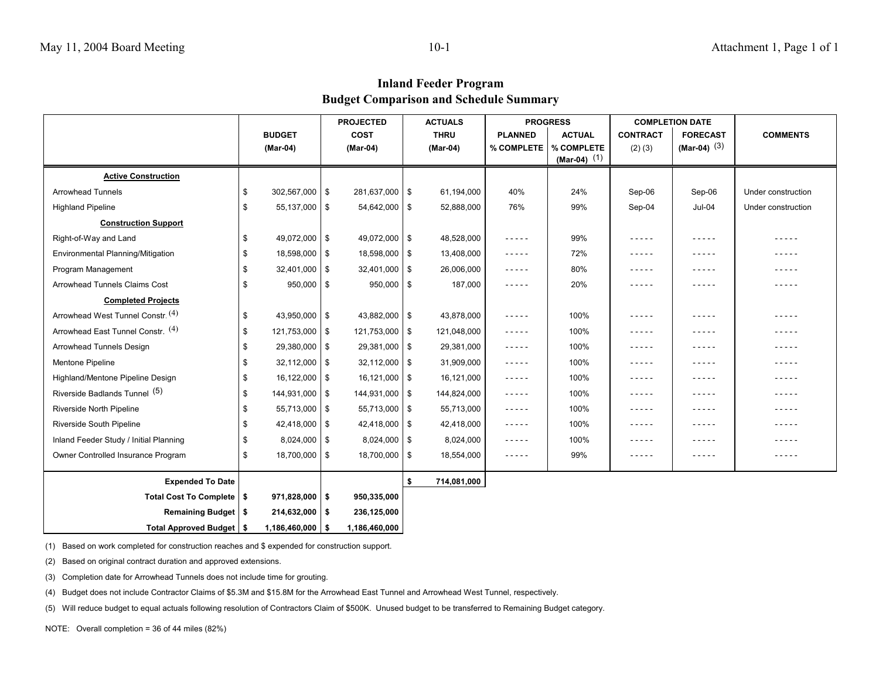# Inland Feeder Program
## Budget Comparison and Schedule Summary

| | BUDGET (Mar-04) | PROJECTED COST (Mar-04) | ACTUALS THRU (Mar-04) | PROGRESS | | COMPLETION DATE | | COMMENTS |
|---|---|---|---|---|---|---|---|---|
| | | | | PLANNED % COMPLETE | ACTUAL % COMPLETE (Mar-04) (1) | CONTRACT (2) (3) | FORECAST (Mar-04) (3) | |
| **Active Construction** | | | | | | | | |
| Arrowhead Tunnels | $ 302,567,000 | $ 281,637,000 | $ 61,194,000 | 40% | 24% | Sep-06 | Sep-06 | Under construction |
| Highland Pipeline | $ 55,137,000 | $ 54,642,000 | $ 52,888,000 | 76% | 99% | Sep-04 | Jul-04 | Under construction |
| **Construction Support** | | | | | | | | |
| Right-of-Way and Land | $ 49,072,000 | $ 49,072,000 | $ 48,528,000 | ----- | 99% | ----- | ----- | ----- |
| Environmental Planning/Mitigation | $ 18,598,000 | $ 18,598,000 | $ 13,408,000 | ----- | 72% | ----- | ----- | ----- |
| Program Management | $ 32,401,000 | $ 32,401,000 | $ 26,006,000 | ----- | 80% | ----- | ----- | ----- |
| Arrowhead Tunnels Claims Cost | $ 950,000 | $ 950,000 | $ 187,000 | ----- | 20% | ----- | ----- | ----- |
| **Completed Projects** | | | | | | | | |
| Arrowhead West Tunnel Constr. (4) | $ 43,950,000 | $ 43,882,000 | $ 43,878,000 | ----- | 100% | ----- | ----- | ----- |
| Arrowhead East Tunnel Constr. (4) | $ 121,753,000 | $ 121,753,000 | $ 121,048,000 | ----- | 100% | ----- | ----- | ----- |
| Arrowhead Tunnels Design | $ 29,380,000 | $ 29,381,000 | $ 29,381,000 | ----- | 100% | ----- | ----- | ----- |
| Mentone Pipeline | $ 32,112,000 | $ 32,112,000 | $ 31,909,000 | ----- | 100% | ----- | ----- | ----- |
| Highland/Mentone Pipeline Design | $ 16,122,000 | $ 16,121,000 | $ 16,121,000 | ----- | 100% | ----- | ----- | ----- |
| Riverside Badlands Tunnel (5) | $ 144,931,000 | $ 144,931,000 | $ 144,824,000 | ----- | 100% | ----- | ----- | ----- |
| Riverside North Pipeline | $ 55,713,000 | $ 55,713,000 | $ 55,713,000 | ----- | 100% | ----- | ----- | ----- |
| Riverside South Pipeline | $ 42,418,000 | $ 42,418,000 | $ 42,418,000 | ----- | 100% | ----- | ----- | ----- |
| Inland Feeder Study / Initial Planning | $ 8,024,000 | $ 8,024,000 | $ 8,024,000 | ----- | 100% | ----- | ----- | ----- |
| Owner Controlled Insurance Program | $ 18,700,000 | $ 18,700,000 | $ 18,554,000 | ----- | 99% | ----- | ----- | ----- |
| **Expended To Date** | | | **$ 714,081,000** | | | | | |
| **Total Cost To Complete** | **$ 971,828,000** | **$ 950,335,000** | | | | | | |
| **Remaining Budget** | **$ 214,632,000** | **$ 236,125,000** | | | | | | |
| **Total Approved Budget** | **$ 1,186,460,000** | **$ 1,186,460,000** | | | | | | |

(1) Based on work completed for construction reaches and $ expended for construction support.

(2) Based on original contract duration and approved extensions.

(3) Completion date for Arrowhead Tunnels does not include time for grouting.

(4) Budget does not include Contractor Claims of $5.3M and $15.8M for the Arrowhead East Tunnel and Arrowhead West Tunnel, respectively.

(5) Will reduce budget to equal actuals following resolution of Contractors Claim of $500K. Unused budget to be transferred to Remaining Budget category.

NOTE: Overall completion = 36 of 44 miles (82%)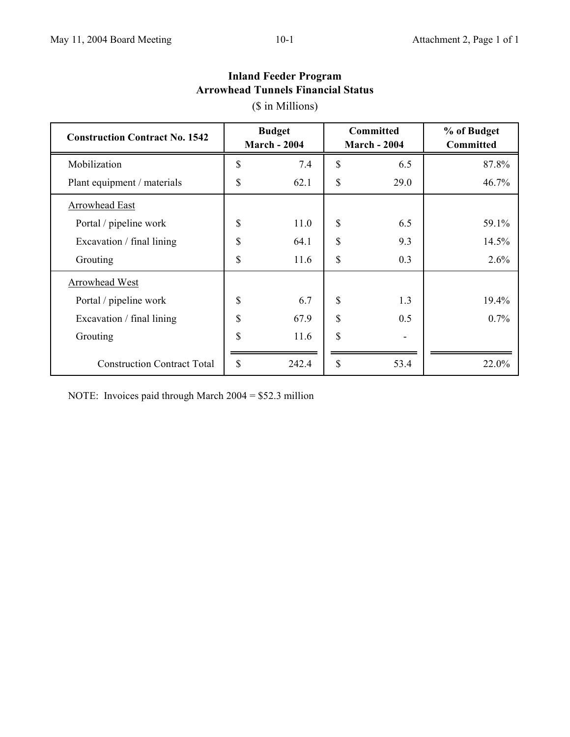**Inland Feeder Program**
**Arrowhead Tunnels Financial Status**
($ in Millions)

| Construction Contract No. 1542 | Budget March - 2004 | Committed March - 2004 | % of Budget Committed |
|---|---|---|---|
| Mobilization | $ 7.4 | $ 6.5 | 87.8% |
| Plant equipment / materials | $ 62.1 | $ 29.0 | 46.7% |
| Arrowhead East | | | |
| Portal / pipeline work | $ 11.0 | $ 6.5 | 59.1% |
| Excavation / final lining | $ 64.1 | $ 9.3 | 14.5% |
| Grouting | $ 11.6 | $ 0.3 | 2.6% |
| Arrowhead West | | | |
| Portal / pipeline work | $ 6.7 | $ 1.3 | 19.4% |
| Excavation / final lining | $ 67.9 | $ 0.5 | 0.7% |
| Grouting | $ 11.6 | $ - | |
| Construction Contract Total | $ 242.4 | $ 53.4 | 22.0% |

NOTE: Invoices paid through March 2004 = $52.3 million